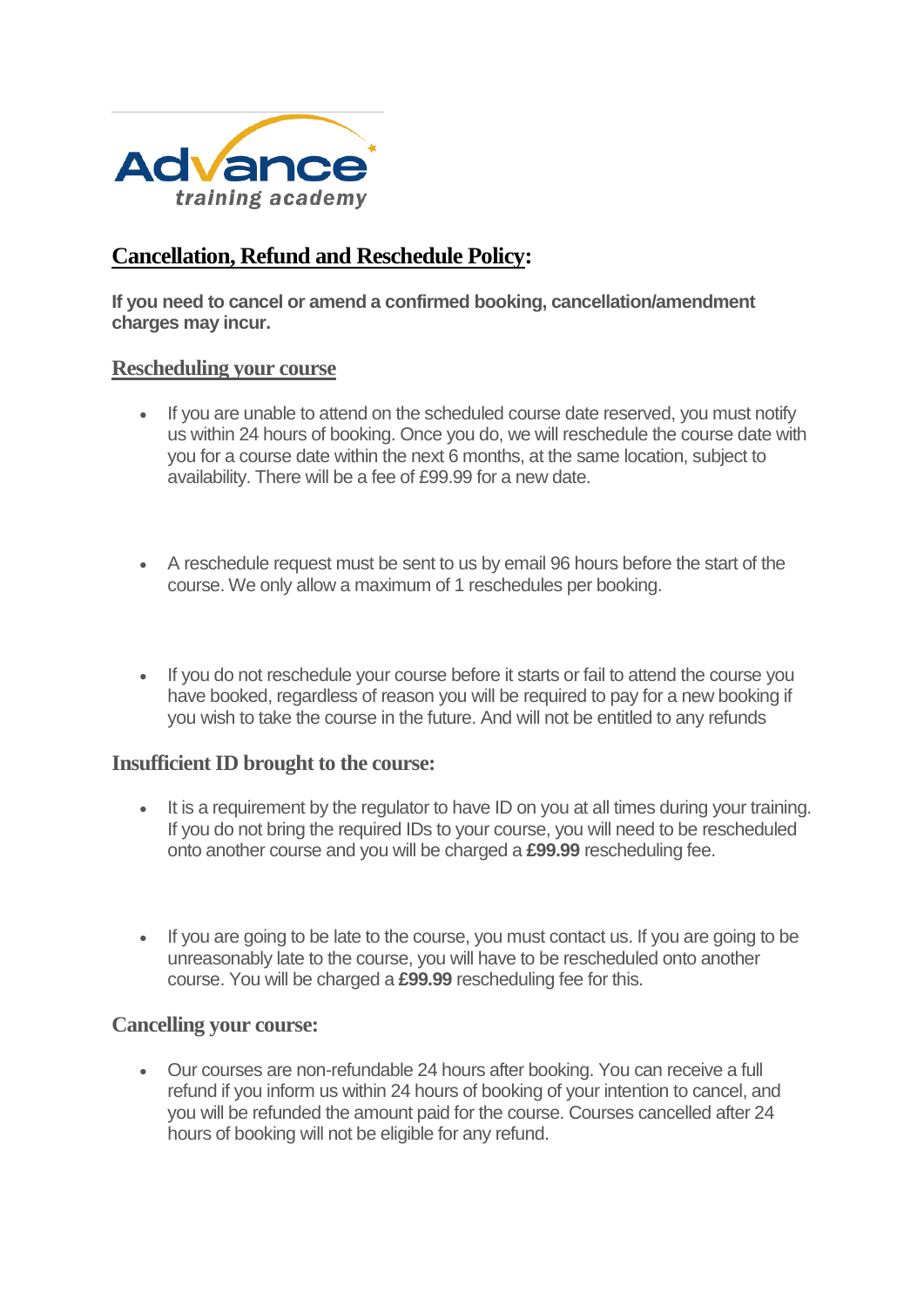Advance training academy

# Cancellation, Refund and Reschedule Policy:

**If you need to cancel or amend a confirmed booking, cancellation/amendment charges may incur.**

## Rescheduling your course

- If you are unable to attend on the scheduled course date reserved, you must notify us within 24 hours of booking. Once you do, we will reschedule the course date with you for a course date within the next 6 months, at the same location, subject to availability. There will be a fee of £99.99 for a new date.

- A reschedule request must be sent to us by email 96 hours before the start of the course. We only allow a maximum of 1 reschedules per booking.

- If you do not reschedule your course before it starts or fail to attend the course you have booked, regardless of reason you will be required to pay for a new booking if you wish to take the course in the future. And will not be entitled to any refunds

## Insufficient ID brought to the course:

- It is a requirement by the regulator to have ID on you at all times during your training. If you do not bring the required IDs to your course, you will need to be rescheduled onto another course and you will be charged a **£99.99** rescheduling fee.

- If you are going to be late to the course, you must contact us. If you are going to be unreasonably late to the course, you will have to be rescheduled onto another course. You will be charged a **£99.99** rescheduling fee for this.

## Cancelling your course:

- Our courses are non-refundable 24 hours after booking. You can receive a full refund if you inform us within 24 hours of booking of your intention to cancel, and you will be refunded the amount paid for the course. Courses cancelled after 24 hours of booking will not be eligible for any refund.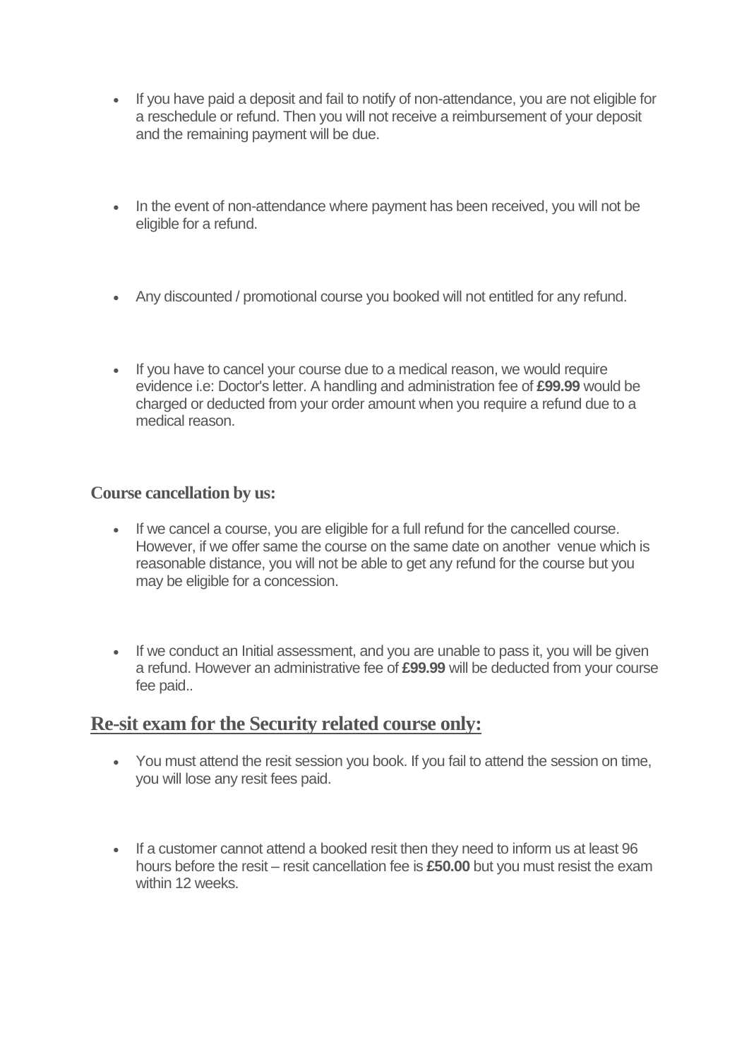- If you have paid a deposit and fail to notify of non-attendance, you are not eligible for a reschedule or refund. Then you will not receive a reimbursement of your deposit and the remaining payment will be due.

- In the event of non-attendance where payment has been received, you will not be eligible for a refund.

- Any discounted / promotional course you booked will not entitled for any refund.

- If you have to cancel your course due to a medical reason, we would require evidence i.e: Doctor's letter. A handling and administration fee of **£99.99** would be charged or deducted from your order amount when you require a refund due to a medical reason.

### Course cancellation by us:

- If we cancel a course, you are eligible for a full refund for the cancelled course. However, if we offer same the course on the same date on another venue which is reasonable distance, you will not be able to get any refund for the course but you may be eligible for a concession.

- If we conduct an Initial assessment, and you are unable to pass it, you will be given a refund. However an administrative fee of **£99.99** will be deducted from your course fee paid..

## Re-sit exam for the Security related course only:

- You must attend the resit session you book. If you fail to attend the session on time, you will lose any resit fees paid.

- If a customer cannot attend a booked resit then they need to inform us at least 96 hours before the resit – resit cancellation fee is **£50.00** but you must resist the exam within 12 weeks.